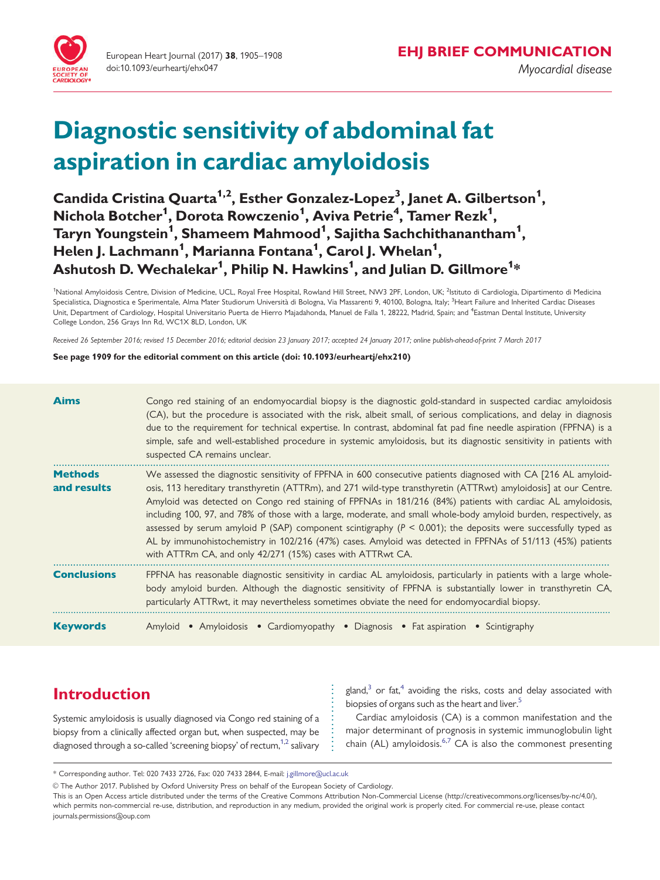EHJ BRIEF COMMUNICATION

*Myocardial disease*

# Diagnostic sensitivity of abdominal fat aspiration in cardiac amyloidosis

**Candida Cristina Quarta[1,2], Esther Gonzalez-Lopez[3], Janet A. Gilbertson[1], Nichola Botcher[1], Dorota Rowczenio[1], Aviva Petrie[4], Tamer Rezk[1], Taryn Youngstein[1], Shameem Mahmood[1], Sajitha Sachchithanantham[1], Helen J. Lachmann[1], Marianna Fontana[1], Carol J. Whelan[1], Ashutosh D. Wechalekar[1], Philip N. Hawkins[1], and Julian D. Gillmore[1]***

[1]National Amyloidosis Centre, Division of Medicine, UCL, Royal Free Hospital, Rowland Hill Street, NW3 2PF, London, UK; [2]Istituto di Cardiologia, Dipartimento di Medicina Specialistica, Diagnostica e Sperimentale, Alma Mater Studiorum Università di Bologna, Via Massarenti 9, 40100, Bologna, Italy; [3]Heart Failure and Inherited Cardiac Diseases Unit, Department of Cardiology, Hospital Universitario Puerta de Hierro Majadahonda, Manuel de Falla 1, 28222, Madrid, Spain; and [4]Eastman Dental Institute, University College London, 256 Grays Inn Rd, WC1X 8LD, London, UK

*Received 26 September 2016; revised 15 December 2016; editorial decision 23 January 2017; accepted 24 January 2017; online publish-ahead-of-print 7 March 2017*

**See page 1909 for the editorial comment on this article (doi: 10.1093/eurheartj/ehx210)**

**Aims**

Congo red staining of an endomyocardial biopsy is the diagnostic gold-standard in suspected cardiac amyloidosis (CA), but the procedure is associated with the risk, albeit small, of serious complications, and delay in diagnosis due to the requirement for technical expertise. In contrast, abdominal fat pad fine needle aspiration (FPFNA) is a simple, safe and well-established procedure in systemic amyloidosis, but its diagnostic sensitivity in patients with suspected CA remains unclear.

**Methods and results**

We assessed the diagnostic sensitivity of FPFNA in 600 consecutive patients diagnosed with CA [216 AL amyloidosis, 113 hereditary transthyretin (ATTRm), and 271 wild-type transthyretin (ATTRwt) amyloidosis] at our Centre. Amyloid was detected on Congo red staining of FPFNAs in 181/216 (84%) patients with cardiac AL amyloidosis, including 100, 97, and 78% of those with a large, moderate, and small whole-body amyloid burden, respectively, as assessed by serum amyloid P (SAP) component scintigraphy ($P < 0.001$); the deposits were successfully typed as AL by immunohistochemistry in 102/216 (47%) cases. Amyloid was detected in FPFNAs of 51/113 (45%) patients with ATTRm CA, and only 42/271 (15%) cases with ATTRwt CA.

**Conclusions**

FPFNA has reasonable diagnostic sensitivity in cardiac AL amyloidosis, particularly in patients with a large whole-body amyloid burden. Although the diagnostic sensitivity of FPFNA is substantially lower in transthyretin CA, particularly ATTRwt, it may nevertheless sometimes obviate the need for endomyocardial biopsy.

**Keywords**

Amyloid • Amyloidosis • Cardiomyopathy • Diagnosis • Fat aspiration • Scintigraphy

## Introduction

Systemic amyloidosis is usually diagnosed via Congo red staining of a biopsy from a clinically affected organ but, when suspected, may be diagnosed through a so-called 'screening biopsy' of rectum,[1,2] salivary gland,[3] or fat,[4] avoiding the risks, costs and delay associated with biopsies of organs such as the heart and liver.[5]

Cardiac amyloidosis (CA) is a common manifestation and the major determinant of prognosis in systemic immunoglobulin light chain (AL) amyloidosis.[6,7] CA is also the commonest presenting

* Corresponding author. Tel: 020 7433 2726, Fax: 020 7433 2844, E-mail: j.gillmore@ucl.ac.uk

© The Author 2017. Published by Oxford University Press on behalf of the European Society of Cardiology.
This is an Open Access article distributed under the terms of the Creative Commons Attribution Non-Commercial License (http://creativecommons.org/licenses/by-nc/4.0/), which permits non-commercial re-use, distribution, and reproduction in any medium, provided the original work is properly cited. For commercial re-use, please contact journals.permissions@oup.com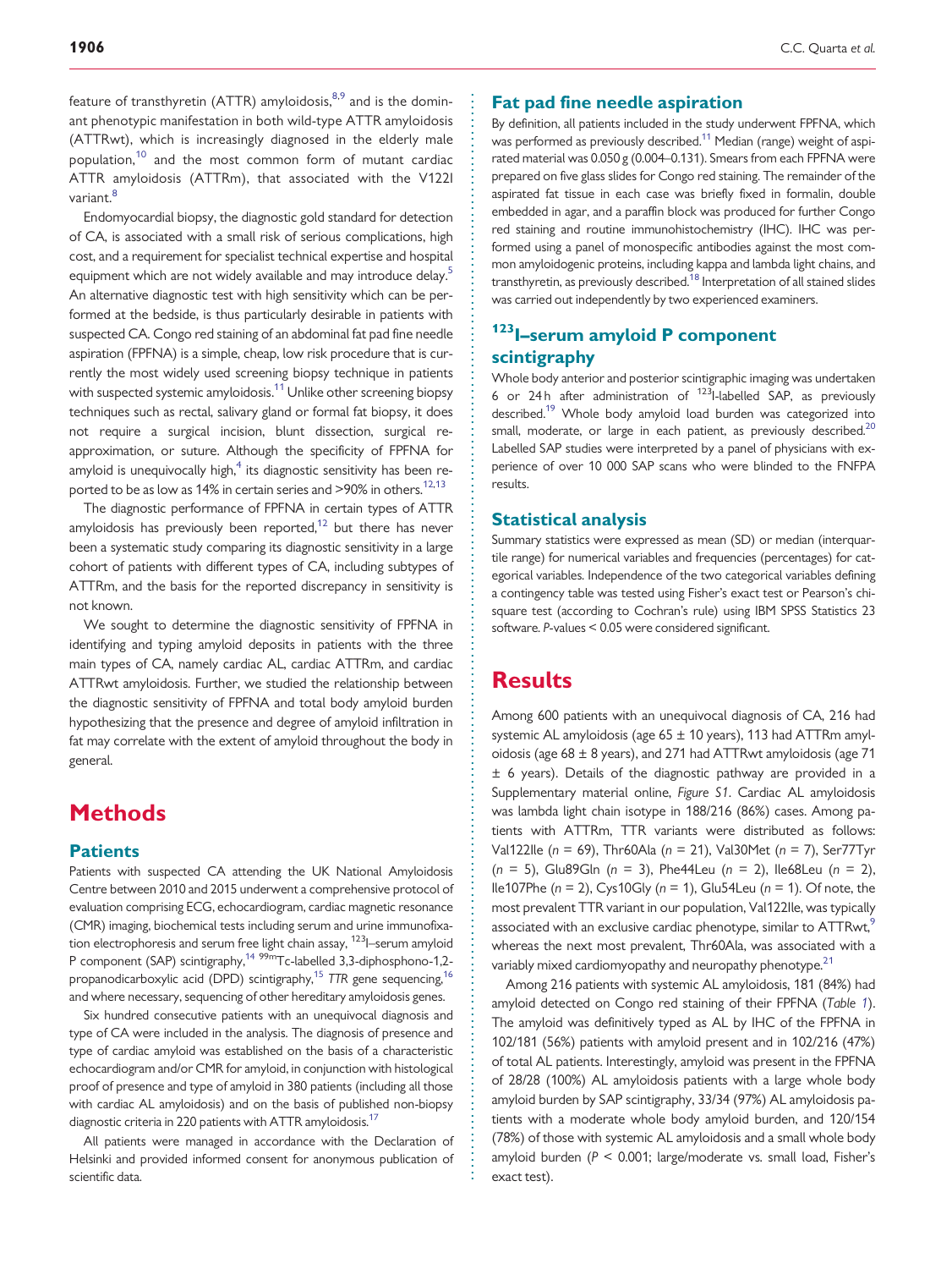feature of transthyretin (ATTR) amyloidosis,[8,9] and is the dominant phenotypic manifestation in both wild-type ATTR amyloidosis (ATTRwt), which is increasingly diagnosed in the elderly male population,[10] and the most common form of mutant cardiac ATTR amyloidosis (ATTRm), that associated with the V122I variant.[8]

Endomyocardial biopsy, the diagnostic gold standard for detection of CA, is associated with a small risk of serious complications, high cost, and a requirement for specialist technical expertise and hospital equipment which are not widely available and may introduce delay.[5] An alternative diagnostic test with high sensitivity which can be performed at the bedside, is thus particularly desirable in patients with suspected CA. Congo red staining of an abdominal fat pad fine needle aspiration (FPFNA) is a simple, cheap, low risk procedure that is currently the most widely used screening biopsy technique in patients with suspected systemic amyloidosis.[11] Unlike other screening biopsy techniques such as rectal, salivary gland or formal fat biopsy, it does not require a surgical incision, blunt dissection, surgical re-approximation, or suture. Although the specificity of FPFNA for amyloid is unequivocally high,[4] its diagnostic sensitivity has been reported to be as low as 14% in certain series and >90% in others.[12,13]

The diagnostic performance of FPFNA in certain types of ATTR amyloidosis has previously been reported,[12] but there has never been a systematic study comparing its diagnostic sensitivity in a large cohort of patients with different types of CA, including subtypes of ATTRm, and the basis for the reported discrepancy in sensitivity is not known.

We sought to determine the diagnostic sensitivity of FPFNA in identifying and typing amyloid deposits in patients with the three main types of CA, namely cardiac AL, cardiac ATTRm, and cardiac ATTRwt amyloidosis. Further, we studied the relationship between the diagnostic sensitivity of FPFNA and total body amyloid burden hypothesizing that the presence and degree of amyloid infiltration in fat may correlate with the extent of amyloid throughout the body in general.

# Methods

## Patients

Patients with suspected CA attending the UK National Amyloidosis Centre between 2010 and 2015 underwent a comprehensive protocol of evaluation comprising ECG, echocardiogram, cardiac magnetic resonance (CMR) imaging, biochemical tests including serum and urine immunofixation electrophoresis and serum free light chain assay, $^{123}$I–serum amyloid P component (SAP) scintigraphy,[14] $^{99m}$Tc-labelled 3,3-diphosphono-1,2-propanodicarboxylic acid (DPD) scintigraphy,[15] *TTR* gene sequencing,[16] and where necessary, sequencing of other hereditary amyloidosis genes.

Six hundred consecutive patients with an unequivocal diagnosis and type of CA were included in the analysis. The diagnosis of presence and type of cardiac amyloid was established on the basis of a characteristic echocardiogram and/or CMR for amyloid, in conjunction with histological proof of presence and type of amyloid in 380 patients (including all those with cardiac AL amyloidosis) and on the basis of published non-biopsy diagnostic criteria in 220 patients with ATTR amyloidosis.[17]

All patients were managed in accordance with the Declaration of Helsinki and provided informed consent for anonymous publication of scientific data.

## Fat pad fine needle aspiration

By definition, all patients included in the study underwent FPFNA, which was performed as previously described.[11] Median (range) weight of aspirated material was 0.050 g (0.004–0.131). Smears from each FPFNA were prepared on five glass slides for Congo red staining. The remainder of the aspirated fat tissue in each case was briefly fixed in formalin, double embedded in agar, and a paraffin block was produced for further Congo red staining and routine immunohistochemistry (IHC). IHC was performed using a panel of monospecific antibodies against the most common amyloidogenic proteins, including kappa and lambda light chains, and transthyretin, as previously described.[18] Interpretation of all stained slides was carried out independently by two experienced examiners.

## $^{123}$I–serum amyloid P component scintigraphy

Whole body anterior and posterior scintigraphic imaging was undertaken 6 or 24 h after administration of $^{123}$I-labelled SAP, as previously described.[19] Whole body amyloid load burden was categorized into small, moderate, or large in each patient, as previously described.[20] Labelled SAP studies were interpreted by a panel of physicians with experience of over 10 000 SAP scans who were blinded to the FNFPA results.

## Statistical analysis

Summary statistics were expressed as mean (SD) or median (interquartile range) for numerical variables and frequencies (percentages) for categorical variables. Independence of the two categorical variables defining a contingency table was tested using Fisher's exact test or Pearson's chi-square test (according to Cochran's rule) using IBM SPSS Statistics 23 software. *P*-values < 0.05 were considered significant.

# Results

Among 600 patients with an unequivocal diagnosis of CA, 216 had systemic AL amyloidosis (age 65 ± 10 years), 113 had ATTRm amyloidosis (age 68 ± 8 years), and 271 had ATTRwt amyloidosis (age 71 ± 6 years). Details of the diagnostic pathway are provided in a Supplementary material online, *Figure S1*. Cardiac AL amyloidosis was lambda light chain isotype in 188/216 (86%) cases. Among patients with ATTRm, TTR variants were distributed as follows: Val122Ile (*n* = 69), Thr60Ala (*n* = 21), Val30Met (*n* = 7), Ser77Tyr (*n* = 5), Glu89Gln (*n* = 3), Phe44Leu (*n* = 2), Ile68Leu (*n* = 2), Ile107Phe (*n* = 2), Cys10Gly (*n* = 1), Glu54Leu (*n* = 1). Of note, the most prevalent TTR variant in our population, Val122Ile, was typically associated with an exclusive cardiac phenotype, similar to ATTRwt,[9] whereas the next most prevalent, Thr60Ala, was associated with a variably mixed cardiomyopathy and neuropathy phenotype.[21]

Among 216 patients with systemic AL amyloidosis, 181 (84%) had amyloid detected on Congo red staining of their FPFNA (*Table 1*). The amyloid was definitively typed as AL by IHC of the FPFNA in 102/181 (56%) patients with amyloid present and in 102/216 (47%) of total AL patients. Interestingly, amyloid was present in the FPFNA of 28/28 (100%) AL amyloidosis patients with a large whole body amyloid burden by SAP scintigraphy, 33/34 (97%) AL amyloidosis patients with a moderate whole body amyloid burden, and 120/154 (78%) of those with systemic AL amyloidosis and a small whole body amyloid burden (*P* < 0.001; large/moderate vs. small load, Fisher's exact test).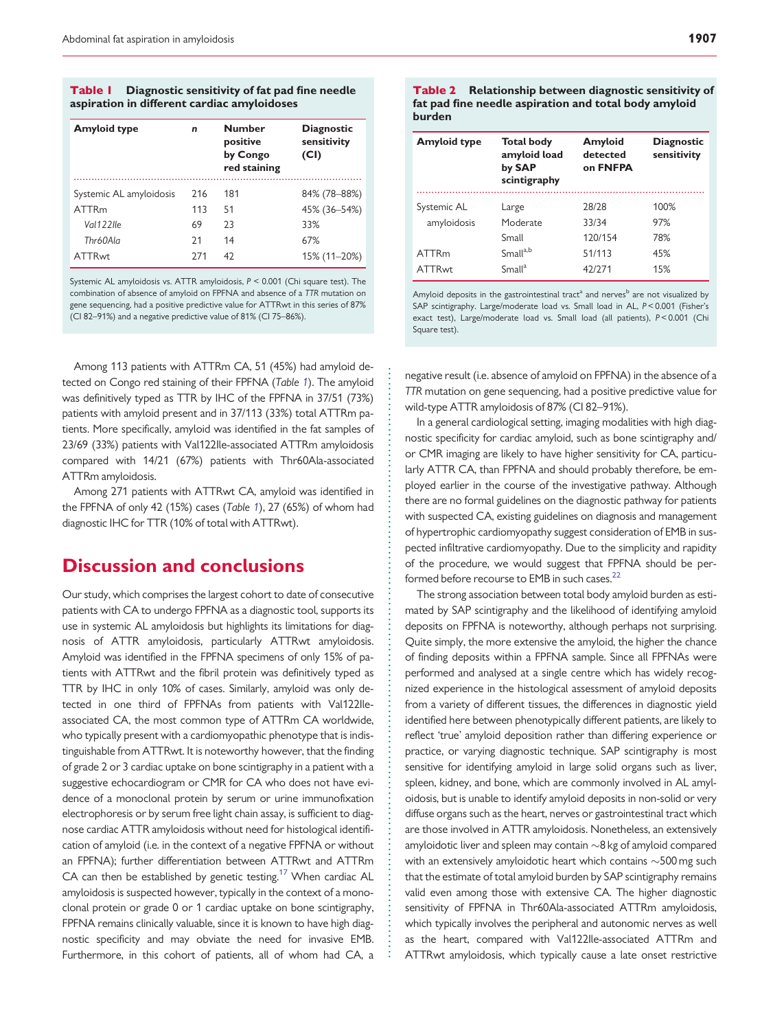**Table 1** Diagnostic sensitivity of fat pad fine needle aspiration in different cardiac amyloidoses

| Amyloid type | n | Number positive by Congo red staining | Diagnostic sensitivity (CI) |
|---|---|---|---|
| Systemic AL amyloidosis | 216 | 181 | 84% (78–88%) |
| ATTRm | 113 | 51 | 45% (36–54%) |
| *Val122Ile* | 69 | 23 | 33% |
| *Thr60Ala* | 21 | 14 | 67% |
| ATTRwt | 271 | 42 | 15% (11–20%) |

Systemic AL amyloidosis vs. ATTR amyloidosis, $P < 0.001$ (Chi square test). The combination of absence of amyloid on FPFNA and absence of a *TTR* mutation on gene sequencing, had a positive predictive value for ATTRwt in this series of 87% (CI 82–91%) and a negative predictive value of 81% (CI 75–86%).

**Table 2** Relationship between diagnostic sensitivity of fat pad fine needle aspiration and total body amyloid burden

| Amyloid type | Total body amyloid load by SAP scintigraphy | Amyloid detected on FNFPA | Diagnostic sensitivity |
|---|---|---|---|
| Systemic AL amyloidosis | Large | 28/28 | 100% |
| | Moderate | 33/34 | 97% |
| | Small | 120/154 | 78% |
| ATTRm | Small[a,b] | 51/113 | 45% |
| ATTRwt | Small[a] | 42/271 | 15% |

Amyloid deposits in the gastrointestinal tract[a] and nerves[b] are not visualized by SAP scintigraphy. Large/moderate load vs. Small load in AL, $P < 0.001$ (Fisher's exact test), Large/moderate load vs. Small load (all patients), $P < 0.001$ (Chi Square test).

Among 113 patients with ATTRm CA, 51 (45%) had amyloid detected on Congo red staining of their FPFNA (*Table 1*). The amyloid was definitively typed as TTR by IHC of the FPFNA in 37/51 (73%) patients with amyloid present and in 37/113 (33%) total ATTRm patients. More specifically, amyloid was identified in the fat samples of 23/69 (33%) patients with Val122Ile-associated ATTRm amyloidosis compared with 14/21 (67%) patients with Thr60Ala-associated ATTRm amyloidosis.

Among 271 patients with ATTRwt CA, amyloid was identified in the FPFNA of only 42 (15%) cases (*Table 1*), 27 (65%) of whom had diagnostic IHC for TTR (10% of total with ATTRwt).

## Discussion and conclusions

Our study, which comprises the largest cohort to date of consecutive patients with CA to undergo FPFNA as a diagnostic tool, supports its use in systemic AL amyloidosis but highlights its limitations for diagnosis of ATTR amyloidosis, particularly ATTRwt amyloidosis. Amyloid was identified in the FPFNA specimens of only 15% of patients with ATTRwt and the fibril protein was definitively typed as TTR by IHC in only 10% of cases. Similarly, amyloid was only detected in one third of FPFNAs from patients with Val122Ile-associated CA, the most common type of ATTRm CA worldwide, who typically present with a cardiomyopathic phenotype that is indistinguishable from ATTRwt. It is noteworthy however, that the finding of grade 2 or 3 cardiac uptake on bone scintigraphy in a patient with a suggestive echocardiogram or CMR for CA who does not have evidence of a monoclonal protein by serum or urine immunofixation electrophoresis or by serum free light chain assay, is sufficient to diagnose cardiac ATTR amyloidosis without need for histological identification of amyloid (i.e. in the context of a negative FPFNA or without an FPFNA); further differentiation between ATTRwt and ATTRm CA can then be established by genetic testing.[17] When cardiac AL amyloidosis is suspected however, typically in the context of a monoclonal protein or grade 0 or 1 cardiac uptake on bone scintigraphy, FPFNA remains clinically valuable, since it is known to have high diagnostic specificity and may obviate the need for invasive EMB. Furthermore, in this cohort of patients, all of whom had CA, a negative result (i.e. absence of amyloid on FPFNA) in the absence of a *TTR* mutation on gene sequencing, had a positive predictive value for wild-type ATTR amyloidosis of 87% (CI 82–91%).

In a general cardiological setting, imaging modalities with high diagnostic specificity for cardiac amyloid, such as bone scintigraphy and/or CMR imaging are likely to have higher sensitivity for CA, particularly ATTR CA, than FPFNA and should probably therefore, be employed earlier in the course of the investigative pathway. Although there are no formal guidelines on the diagnostic pathway for patients with suspected CA, existing guidelines on diagnosis and management of hypertrophic cardiomyopathy suggest consideration of EMB in suspected infiltrative cardiomyopathy. Due to the simplicity and rapidity of the procedure, we would suggest that FPFNA should be performed before recourse to EMB in such cases.[22]

The strong association between total body amyloid burden as estimated by SAP scintigraphy and the likelihood of identifying amyloid deposits on FPFNA is noteworthy, although perhaps not surprising. Quite simply, the more extensive the amyloid, the higher the chance of finding deposits within a FPFNA sample. Since all FPFNAs were performed and analysed at a single centre which has widely recognized experience in the histological assessment of amyloid deposits from a variety of different tissues, the differences in diagnostic yield identified here between phenotypically different patients, are likely to reflect 'true' amyloid deposition rather than differing experience or practice, or varying diagnostic technique. SAP scintigraphy is most sensitive for identifying amyloid in large solid organs such as liver, spleen, kidney, and bone, which are commonly involved in AL amyloidosis, but is unable to identify amyloid deposits in non-solid or very diffuse organs such as the heart, nerves or gastrointestinal tract which are those involved in ATTR amyloidosis. Nonetheless, an extensively amyloidotic liver and spleen may contain ~8 kg of amyloid compared with an extensively amyloidotic heart which contains ~500 mg such that the estimate of total amyloid burden by SAP scintigraphy remains valid even among those with extensive CA. The higher diagnostic sensitivity of FPFNA in Thr60Ala-associated ATTRm amyloidosis, which typically involves the peripheral and autonomic nerves as well as the heart, compared with Val122Ile-associated ATTRm and ATTRwt amyloidosis, which typically cause a late onset restrictive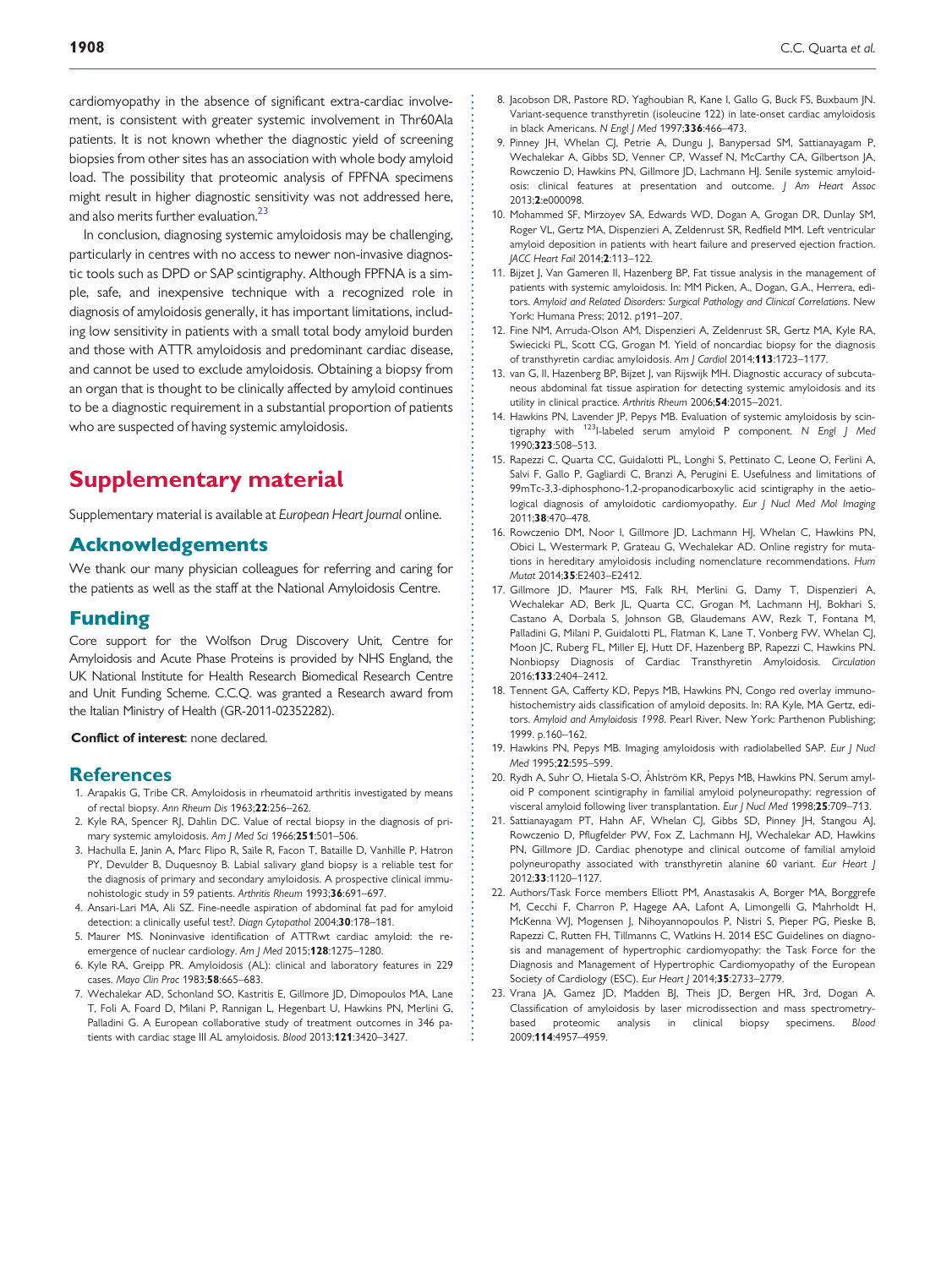cardiomyopathy in the absence of significant extra-cardiac involvement, is consistent with greater systemic involvement in Thr60Ala patients. It is not known whether the diagnostic yield of screening biopsies from other sites has an association with whole body amyloid load. The possibility that proteomic analysis of FPFNA specimens might result in higher diagnostic sensitivity was not addressed here, and also merits further evaluation.[23]

In conclusion, diagnosing systemic amyloidosis may be challenging, particularly in centres with no access to newer non-invasive diagnostic tools such as DPD or SAP scintigraphy. Although FPFNA is a simple, safe, and inexpensive technique with a recognized role in diagnosis of amyloidosis generally, it has important limitations, including low sensitivity in patients with a small total body amyloid burden and those with ATTR amyloidosis and predominant cardiac disease, and cannot be used to exclude amyloidosis. Obtaining a biopsy from an organ that is thought to be clinically affected by amyloid continues to be a diagnostic requirement in a substantial proportion of patients who are suspected of having systemic amyloidosis.

# Supplementary material

Supplementary material is available at *European Heart Journal* online.

## Acknowledgements

We thank our many physician colleagues for referring and caring for the patients as well as the staff at the National Amyloidosis Centre.

## Funding

Core support for the Wolfson Drug Discovery Unit, Centre for Amyloidosis and Acute Phase Proteins is provided by NHS England, the UK National Institute for Health Research Biomedical Research Centre and Unit Funding Scheme. C.C.Q. was granted a Research award from the Italian Ministry of Health (GR-2011-02352282).

**Conflict of interest**: none declared.

## References

1. Arapakis G, Tribe CR. Amyloidosis in rheumatoid arthritis investigated by means of rectal biopsy. *Ann Rheum Dis* 1963;**22**:256–262.
2. Kyle RA, Spencer RJ, Dahlin DC. Value of rectal biopsy in the diagnosis of primary systemic amyloidosis. *Am J Med Sci* 1966;**251**:501–506.
3. Hachulla E, Janin A, Marc Flipo R, Saïle R, Facon T, Bataille D, Vanhille P, Hatron PY, Devulder B, Duquesnoy B. Labial salivary gland biopsy is a reliable test for the diagnosis of primary and secondary amyloidosis. A prospective clinical immunohistologic study in 59 patients. *Arthritis Rheum* 1993;**36**:691–697.
4. Ansari-Lari MA, Ali SZ. Fine-needle aspiration of abdominal fat pad for amyloid detection: a clinically useful test?. *Diagn Cytopathol* 2004;**30**:178–181.
5. Maurer MS. Noninvasive identification of ATTRwt cardiac amyloid: the re-emergence of nuclear cardiology. *Am J Med* 2015;**128**:1275–1280.
6. Kyle RA, Greipp PR. Amyloidosis (AL): clinical and laboratory features in 229 cases. *Mayo Clin Proc* 1983;**58**:665–683.
7. Wechalekar AD, Schonland SO, Kastritis E, Gillmore JD, Dimopoulos MA, Lane T, Foli A, Foard D, Milani P, Rannigan L, Hegenbart U, Hawkins PN, Merlini G, Palladini G. A European collaborative study of treatment outcomes in 346 patients with cardiac stage III AL amyloidosis. *Blood* 2013;**121**:3420–3427.
8. Jacobson DR, Pastore RD, Yaghoubian R, Kane I, Gallo G, Buck FS, Buxbaum JN. Variant-sequence transthyretin (isoleucine 122) in late-onset cardiac amyloidosis in black Americans. *N Engl J Med* 1997;**336**:466–473.
9. Pinney JH, Whelan CJ, Petrie A, Dungu J, Banypersad SM, Sattianayagam P, Wechalekar A, Gibbs SD, Venner CP, Wassef N, McCarthy CA, Gilbertson JA, Rowczenio D, Hawkins PN, Gillmore JD, Lachmann HJ. Senile systemic amyloidosis: clinical features at presentation and outcome. *J Am Heart Assoc* 2013;**2**:e000098.
10. Mohammed SF, Mirzoyev SA, Edwards WD, Dogan A, Grogan DR, Dunlay SM, Roger VL, Gertz MA, Dispenzieri A, Zeldenrust SR, Redfield MM. Left ventricular amyloid deposition in patients with heart failure and preserved ejection fraction. *JACC Heart Fail* 2014;**2**:113–122.
11. Bijzet J, Van Gameren II, Hazenberg BP, Fat tissue analysis in the management of patients with systemic amyloidosis. In: MM Picken, A., Dogan, G.A., Herrera, editors. *Amyloid and Related Disorders: Surgical Pathology and Clinical Correlations*. New York: Humana Press; 2012. p191–207.
12. Fine NM, Arruda-Olson AM, Dispenzieri A, Zeldenrust SR, Gertz MA, Kyle RA, Swiecicki PL, Scott CG, Grogan M. Yield of noncardiac biopsy for the diagnosis of transthyretin cardiac amyloidosis. *Am J Cardiol* 2014;**113**:1723–1177.
13. van G, II, Hazenberg BP, Bijzet J, van Rijswijk MH. Diagnostic accuracy of subcutaneous abdominal fat tissue aspiration for detecting systemic amyloidosis and its utility in clinical practice. *Arthritis Rheum* 2006;**54**:2015–2021.
14. Hawkins PN, Lavender JP, Pepys MB. Evaluation of systemic amyloidosis by scintigraphy with $^{123}$I-labeled serum amyloid P component. *N Engl J Med* 1990;**323**:508–513.
15. Rapezzi C, Quarta CC, Guidalotti PL, Longhi S, Pettinato C, Leone O, Ferlini A, Salvi F, Gallo P, Gagliardi C, Branzi A, Perugini E. Usefulness and limitations of 99mTc-3,3-diphosphono-1,2-propanodicarboxylic acid scintigraphy in the aetiological diagnosis of amyloidotic cardiomyopathy. *Eur J Nucl Med Mol Imaging* 2011;**38**:470–478.
16. Rowczenio DM, Noor I, Gillmore JD, Lachmann HJ, Whelan C, Hawkins PN, Obici L, Westermark P, Grateau G, Wechalekar AD. Online registry for mutations in hereditary amyloidosis including nomenclature recommendations. *Hum Mutat* 2014;**35**:E2403–E2412.
17. Gillmore JD, Maurer MS, Falk RH, Merlini G, Damy T, Dispenzieri A, Wechalekar AD, Berk JL, Quarta CC, Grogan M, Lachmann HJ, Bokhari S, Castano A, Dorbala S, Johnson GB, Glaudemans AW, Rezk T, Fontana M, Palladini G, Milani P, Guidalotti PL, Flatman K, Lane T, Vonberg FW, Whelan CJ, Moon JC, Ruberg FL, Miller EJ, Hutt DF, Hazenberg BP, Rapezzi C, Hawkins PN. Nonbiopsy Diagnosis of Cardiac Transthyretin Amyloidosis. *Circulation* 2016;**133**:2404–2412.
18. Tennent GA, Cafferty KD, Pepys MB, Hawkins PN, Congo red overlay immunohistochemistry aids classification of amyloid deposits. In: RA Kyle, MA Gertz, editors. *Amyloid and Amyloidosis 1998*. Pearl River, New York: Parthenon Publishing; 1999. p.160–162.
19. Hawkins PN, Pepys MB. Imaging amyloidosis with radiolabelled SAP. *Eur J Nucl Med* 1995;**22**:595–599.
20. Rydh A, Suhr O, Hietala S-O, Åhlström KR, Pepys MB, Hawkins PN. Serum amyloid P component scintigraphy in familial amyloid polyneuropathy: regression of visceral amyloid following liver transplantation. *Eur J Nucl Med* 1998;**25**:709–713.
21. Sattianayagam PT, Hahn AF, Whelan CJ, Gibbs SD, Pinney JH, Stangou AJ, Rowczenio D, Pflugfelder PW, Fox Z, Lachmann HJ, Wechalekar AD, Hawkins PN, Gillmore JD. Cardiac phenotype and clinical outcome of familial amyloid polyneuropathy associated with transthyretin alanine 60 variant. *Eur Heart J* 2012;**33**:1120–1127.
22. Authors/Task Force members Elliott PM, Anastasakis A, Borger MA, Borggrefe M, Cecchi F, Charron P, Hagege AA, Lafont A, Limongelli G, Mahrholdt H, McKenna WJ, Mogensen J, Nihoyannopoulos P, Nistri S, Pieper PG, Pieske B, Rapezzi C, Rutten FH, Tillmanns C, Watkins H. 2014 ESC Guidelines on diagnosis and management of hypertrophic cardiomyopathy: the Task Force for the Diagnosis and Management of Hypertrophic Cardiomyopathy of the European Society of Cardiology (ESC). *Eur Heart J* 2014;**35**:2733–2779.
23. Vrana JA, Gamez JD, Madden BJ, Theis JD, Bergen HR, 3rd, Dogan A. Classification of amyloidosis by laser microdissection and mass spectrometry-based proteomic analysis in clinical biopsy specimens. *Blood* 2009;**114**:4957–4959.